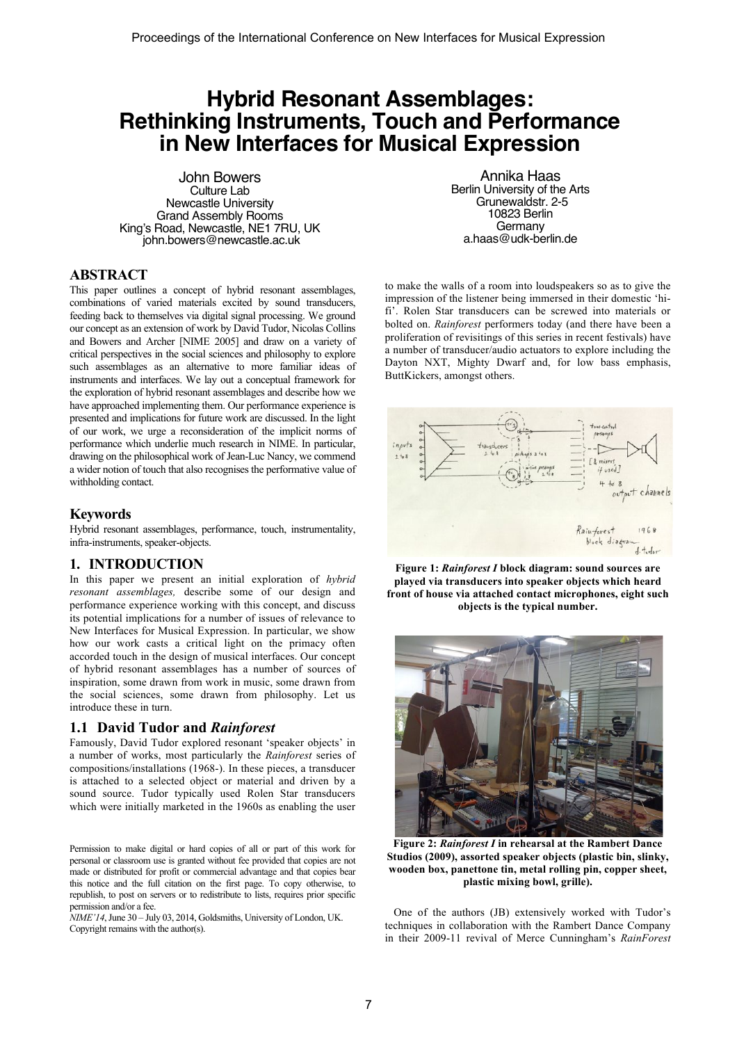# Hybrid Resonant Assemblages: Rethinking Instruments, Touch and Performance in New Interfaces for Musical Expression

John Bowers
Culture Lab
Newcastle University
Grand Assembly Rooms
King's Road, Newcastle, NE1 7RU, UK
john.bowers@newcastle.ac.uk

Annika Haas
Berlin University of the Arts
Grunewaldstr. 2-5
10823 Berlin
Germany
a.haas@udk-berlin.de

## ABSTRACT

This paper outlines a concept of hybrid resonant assemblages, combinations of varied materials excited by sound transducers, feeding back to themselves via digital signal processing. We ground our concept as an extension of work by David Tudor, Nicolas Collins and Bowers and Archer [NIME 2005] and draw on a variety of critical perspectives in the social sciences and philosophy to explore such assemblages as an alternative to more familiar ideas of instruments and interfaces. We lay out a conceptual framework for the exploration of hybrid resonant assemblages and describe how we have approached implementing them. Our performance experience is presented and implications for future work are discussed. In the light of our work, we urge a reconsideration of the implicit norms of performance which underlie much research in NIME. In particular, drawing on the philosophical work of Jean-Luc Nancy, we commend a wider notion of touch that also recognises the performative value of withholding contact.

## Keywords

Hybrid resonant assemblages, performance, touch, instrumentality, infra-instruments, speaker-objects.

## 1. INTRODUCTION

In this paper we present an initial exploration of *hybrid resonant assemblages,* describe some of our design and performance experience working with this concept, and discuss its potential implications for a number of issues of relevance to New Interfaces for Musical Expression. In particular, we show how our work casts a critical light on the primacy often accorded touch in the design of musical interfaces. Our concept of hybrid resonant assemblages has a number of sources of inspiration, some drawn from work in music, some drawn from the social sciences, some drawn from philosophy. Let us introduce these in turn.

### 1.1 David Tudor and *Rainforest*

Famously, David Tudor explored resonant 'speaker objects' in a number of works, most particularly the *Rainforest* series of compositions/installations (1968-). In these pieces, a transducer is attached to a selected object or material and driven by a sound source. Tudor typically used Rolen Star transducers which were initially marketed in the 1960s as enabling the user to make the walls of a room into loudspeakers so as to give the impression of the listener being immersed in their domestic 'hi-fi'. Rolen Star transducers can be screwed into materials or bolted on. *Rainforest* performers today (and there have been a proliferation of revisitings of this series in recent festivals) have a number of transducer/audio actuators to explore including the Dayton NXT, Mighty Dwarf and, for low bass emphasis, ButtKickers, amongst others.

**Figure 1: *Rainforest I* block diagram: sound sources are played via transducers into speaker objects which heard front of house via attached contact microphones, eight such objects is the typical number.**

**Figure 2: *Rainforest I* in rehearsal at the Rambert Dance Studios (2009), assorted speaker objects (plastic bin, slinky, wooden box, panettone tin, metal rolling pin, copper sheet, plastic mixing bowl, grille).**

One of the authors (JB) extensively worked with Tudor's techniques in collaboration with the Rambert Dance Company in their 2009-11 revival of Merce Cunningham's *RainForest*

Permission to make digital or hard copies of all or part of this work for personal or classroom use is granted without fee provided that copies are not made or distributed for profit or commercial advantage and that copies bear this notice and the full citation on the first page. To copy otherwise, to republish, to post on servers or to redistribute to lists, requires prior specific permission and/or a fee.
*NIME'14*, June 30 – July 03, 2014, Goldsmiths, University of London, UK.
Copyright remains with the author(s).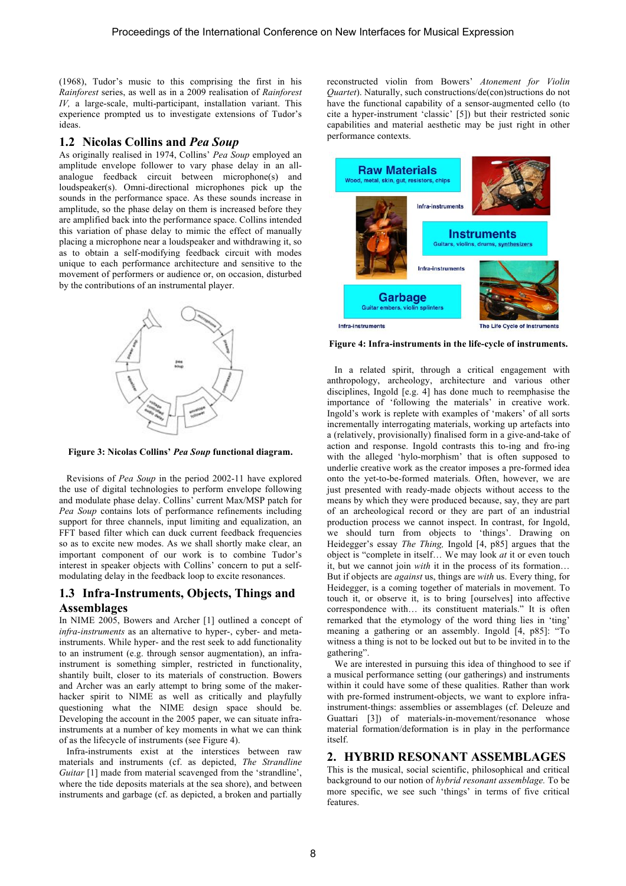(1968), Tudor's music to this comprising the first in his *Rainforest* series, as well as in a 2009 realisation of *Rainforest IV,* a large-scale, multi-participant, installation variant. This experience prompted us to investigate extensions of Tudor's ideas.

## 1.2 Nicolas Collins and *Pea Soup*

As originally realised in 1974, Collins' *Pea Soup* employed an amplitude envelope follower to vary phase delay in an all-analogue feedback circuit between microphone(s) and loudspeaker(s). Omni-directional microphones pick up the sounds in the performance space. As these sounds increase in amplitude, so the phase delay on them is increased before they are amplified back into the performance space. Collins intended this variation of phase delay to mimic the effect of manually placing a microphone near a loudspeaker and withdrawing it, so as to obtain a self-modifying feedback circuit with modes unique to each performance architecture and sensitive to the movement of performers or audience or, on occasion, disturbed by the contributions of an instrumental player.

**Figure 3: Nicolas Collins' *Pea Soup* functional diagram.**

Revisions of *Pea Soup* in the period 2002-11 have explored the use of digital technologies to perform envelope following and modulate phase delay. Collins' current Max/MSP patch for *Pea Soup* contains lots of performance refinements including support for three channels, input limiting and equalization, an FFT based filter which can duck current feedback frequencies so as to excite new modes. As we shall shortly make clear, an important component of our work is to combine Tudor's interest in speaker objects with Collins' concern to put a self-modulating delay in the feedback loop to excite resonances.

## 1.3 Infra-Instruments, Objects, Things and Assemblages

In NIME 2005, Bowers and Archer [1] outlined a concept of *infra-instruments* as an alternative to hyper-, cyber- and meta-instruments. While hyper- and the rest seek to add functionality to an instrument (e.g. through sensor augmentation), an infra-instrument is something simpler, restricted in functionality, shantily built, closer to its materials of construction. Bowers and Archer was an early attempt to bring some of the maker-hacker spirit to NIME as well as critically and playfully questioning what the NIME design space should be. Developing the account in the 2005 paper, we can situate infra-instruments at a number of key moments in what we can think of as the lifecycle of instruments (see Figure 4).

Infra-instruments exist at the interstices between raw materials and instruments (cf. as depicted, *The Strandline Guitar* [1] made from material scavenged from the 'strandline', where the tide deposits materials at the sea shore), and between instruments and garbage (cf. as depicted, a broken and partially reconstructed violin from Bowers' *Atonement for Violin Quartet*). Naturally, such constructions/de(con)structions do not have the functional capability of a sensor-augmented cello (to cite a hyper-instrument 'classic' [5]) but their restricted sonic capabilities and material aesthetic may be just right in other performance contexts.

**Figure 4: Infra-instruments in the life-cycle of instruments.**

In a related spirit, through a critical engagement with anthropology, archeology, architecture and various other disciplines, Ingold [e.g. 4] has done much to reemphasise the importance of 'following the materials' in creative work. Ingold's work is replete with examples of 'makers' of all sorts incrementally interrogating materials, working up artefacts into a (relatively, provisionally) finalised form in a give-and-take of action and response. Ingold contrasts this to-ing and fro-ing with the alleged 'hylo-morphism' that is often supposed to underlie creative work as the creator imposes a pre-formed idea onto the yet-to-be-formed materials. Often, however, we are just presented with ready-made objects without access to the means by which they were produced because, say, they are part of an archeological record or they are part of an industrial production process we cannot inspect. In contrast, for Ingold, we should turn from objects to 'things'. Drawing on Heidegger's essay *The Thing,* Ingold [4, p85] argues that the object is "complete in itself… We may look *at* it or even touch it, but we cannot join *with* it in the process of its formation… But if objects are *against* us, things are *with* us. Every thing, for Heidegger, is a coming together of materials in movement. To touch it, or observe it, is to bring [ourselves] into affective correspondence with… its constituent materials." It is often remarked that the etymology of the word thing lies in 'ting' meaning a gathering or an assembly. Ingold [4, p85]: "To witness a thing is not to be locked out but to be invited in to the gathering".

We are interested in pursuing this idea of thinghood to see if a musical performance setting (our gatherings) and instruments within it could have some of these qualities. Rather than work with pre-formed instrument-objects, we want to explore infra-instrument-things: assemblies or assemblages (cf. Deleuze and Guattari [3]) of materials-in-movement/resonance whose material formation/deformation is in play in the performance itself.

# 2. HYBRID RESONANT ASSEMBLAGES

This is the musical, social scientific, philosophical and critical background to our notion of *hybrid resonant assemblage.* To be more specific, we see such 'things' in terms of five critical features.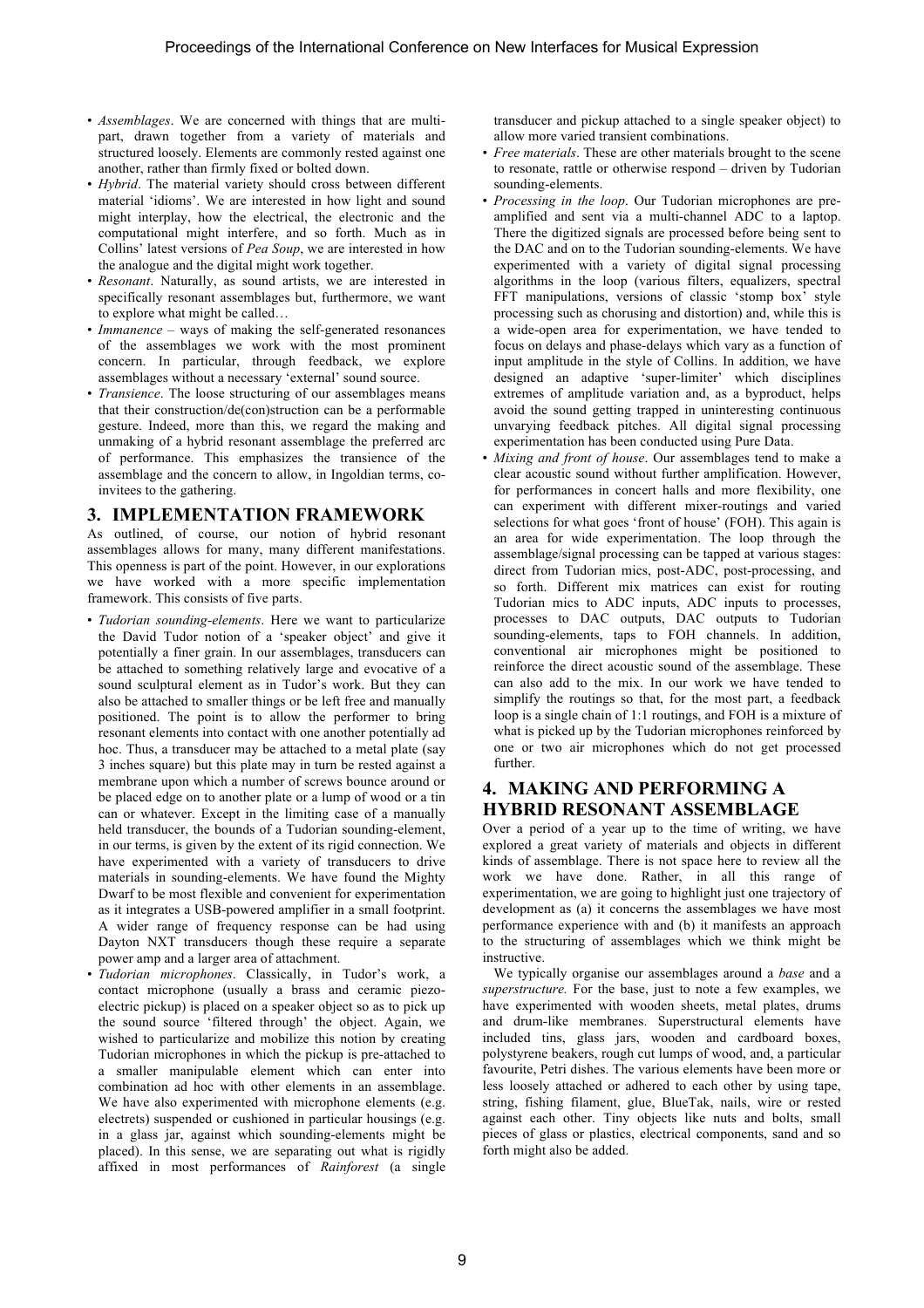- *Assemblages*. We are concerned with things that are multi-part, drawn together from a variety of materials and structured loosely. Elements are commonly rested against one another, rather than firmly fixed or bolted down.
- *Hybrid*. The material variety should cross between different material 'idioms'. We are interested in how light and sound might interplay, how the electrical, the electronic and the computational might interfere, and so forth. Much as in Collins' latest versions of *Pea Soup*, we are interested in how the analogue and the digital might work together.
- *Resonant*. Naturally, as sound artists, we are interested in specifically resonant assemblages but, furthermore, we want to explore what might be called…
- *Immanence* – ways of making the self-generated resonances of the assemblages we work with the most prominent concern. In particular, through feedback, we explore assemblages without a necessary 'external' sound source.
- *Transience*. The loose structuring of our assemblages means that their construction/de(con)struction can be a performable gesture. Indeed, more than this, we regard the making and unmaking of a hybrid resonant assemblage the preferred arc of performance. This emphasizes the transience of the assemblage and the concern to allow, in Ingoldian terms, co-invitees to the gathering.

## 3. IMPLEMENTATION FRAMEWORK

As outlined, of course, our notion of hybrid resonant assemblages allows for many, many different manifestations. This openness is part of the point. However, in our explorations we have worked with a more specific implementation framework. This consists of five parts.

- *Tudorian sounding-elements*. Here we want to particularize the David Tudor notion of a 'speaker object' and give it potentially a finer grain. In our assemblages, transducers can be attached to something relatively large and evocative of a sound sculptural element as in Tudor's work. But they can also be attached to smaller things or be left free and manually positioned. The point is to allow the performer to bring resonant elements into contact with one another potentially ad hoc. Thus, a transducer may be attached to a metal plate (say 3 inches square) but this plate may in turn be rested against a membrane upon which a number of screws bounce around or be placed edge on to another plate or a lump of wood or a tin can or whatever. Except in the limiting case of a manually held transducer, the bounds of a Tudorian sounding-element, in our terms, is given by the extent of its rigid connection. We have experimented with a variety of transducers to drive materials in sounding-elements. We have found the Mighty Dwarf to be most flexible and convenient for experimentation as it integrates a USB-powered amplifier in a small footprint. A wider range of frequency response can be had using Dayton NXT transducers though these require a separate power amp and a larger area of attachment.
- *Tudorian microphones*. Classically, in Tudor's work, a contact microphone (usually a brass and ceramic piezo-electric pickup) is placed on a speaker object so as to pick up the sound source 'filtered through' the object. Again, we wished to particularize and mobilize this notion by creating Tudorian microphones in which the pickup is pre-attached to a smaller manipulable element which can enter into combination ad hoc with other elements in an assemblage. We have also experimented with microphone elements (e.g. electrets) suspended or cushioned in particular housings (e.g. in a glass jar, against which sounding-elements might be placed). In this sense, we are separating out what is rigidly affixed in most performances of *Rainforest* (a single transducer and pickup attached to a single speaker object) to allow more varied transient combinations.
- *Free materials*. These are other materials brought to the scene to resonate, rattle or otherwise respond – driven by Tudorian sounding-elements.
- *Processing in the loop*. Our Tudorian microphones are pre-amplified and sent via a multi-channel ADC to a laptop. There the digitized signals are processed before being sent to the DAC and on to the Tudorian sounding-elements. We have experimented with a variety of digital signal processing algorithms in the loop (various filters, equalizers, spectral FFT manipulations, versions of classic 'stomp box' style processing such as chorusing and distortion) and, while this is a wide-open area for experimentation, we have tended to focus on delays and phase-delays which vary as a function of input amplitude in the style of Collins. In addition, we have designed an adaptive 'super-limiter' which disciplines extremes of amplitude variation and, as a byproduct, helps avoid the sound getting trapped in uninteresting continuous unvarying feedback pitches. All digital signal processing experimentation has been conducted using Pure Data.
- *Mixing and front of house*. Our assemblages tend to make a clear acoustic sound without further amplification. However, for performances in concert halls and more flexibility, one can experiment with different mixer-routings and varied selections for what goes 'front of house' (FOH). This again is an area for wide experimentation. The loop through the assemblage/signal processing can be tapped at various stages: direct from Tudorian mics, post-ADC, post-processing, and so forth. Different mix matrices can exist for routing Tudorian mics to ADC inputs, ADC inputs to processes, processes to DAC outputs, DAC outputs to Tudorian sounding-elements, taps to FOH channels. In addition, conventional air microphones might be positioned to reinforce the direct acoustic sound of the assemblage. These can also add to the mix. In our work we have tended to simplify the routings so that, for the most part, a feedback loop is a single chain of 1:1 routings, and FOH is a mixture of what is picked up by the Tudorian microphones reinforced by one or two air microphones which do not get processed further.

## 4. MAKING AND PERFORMING A HYBRID RESONANT ASSEMBLAGE

Over a period of a year up to the time of writing, we have explored a great variety of materials and objects in different kinds of assemblage. There is not space here to review all the work we have done. Rather, in all this range of experimentation, we are going to highlight just one trajectory of development as (a) it concerns the assemblages we have most performance experience with and (b) it manifests an approach to the structuring of assemblages which we think might be instructive.

We typically organise our assemblages around a *base* and a *superstructure.* For the base, just to note a few examples, we have experimented with wooden sheets, metal plates, drums and drum-like membranes. Superstructural elements have included tins, glass jars, wooden and cardboard boxes, polystyrene beakers, rough cut lumps of wood, and, a particular favourite, Petri dishes. The various elements have been more or less loosely attached or adhered to each other by using tape, string, fishing filament, glue, BlueTak, nails, wire or rested against each other. Tiny objects like nuts and bolts, small pieces of glass or plastics, electrical components, sand and so forth might also be added.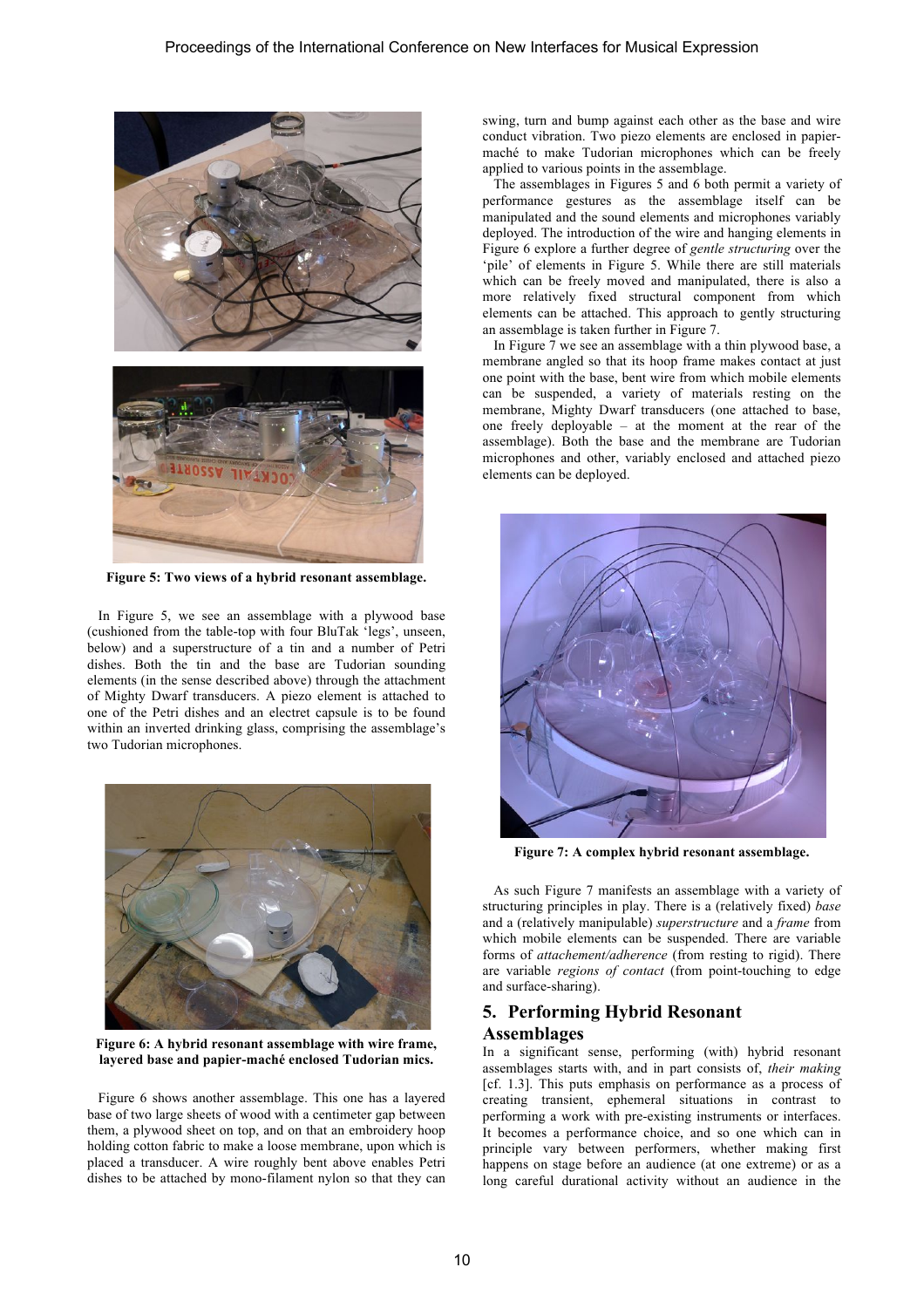Figure 5: Two views of a hybrid resonant assemblage.

In Figure 5, we see an assemblage with a plywood base (cushioned from the table-top with four BluTak 'legs', unseen, below) and a superstructure of a tin and a number of Petri dishes. Both the tin and the base are Tudorian sounding elements (in the sense described above) through the attachment of Mighty Dwarf transducers. A piezo element is attached to one of the Petri dishes and an electret capsule is to be found within an inverted drinking glass, comprising the assemblage's two Tudorian microphones.

Figure 6: A hybrid resonant assemblage with wire frame, layered base and papier-maché enclosed Tudorian mics.

Figure 6 shows another assemblage. This one has a layered base of two large sheets of wood with a centimeter gap between them, a plywood sheet on top, and on that an embroidery hoop holding cotton fabric to make a loose membrane, upon which is placed a transducer. A wire roughly bent above enables Petri dishes to be attached by mono-filament nylon so that they can swing, turn and bump against each other as the base and wire conduct vibration. Two piezo elements are enclosed in papier-maché to make Tudorian microphones which can be freely applied to various points in the assemblage.

The assemblages in Figures 5 and 6 both permit a variety of performance gestures as the assemblage itself can be manipulated and the sound elements and microphones variably deployed. The introduction of the wire and hanging elements in Figure 6 explore a further degree of *gentle structuring* over the 'pile' of elements in Figure 5. While there are still materials which can be freely moved and manipulated, there is also a more relatively fixed structural component from which elements can be attached. This approach to gently structuring an assemblage is taken further in Figure 7.

In Figure 7 we see an assemblage with a thin plywood base, a membrane angled so that its hoop frame makes contact at just one point with the base, bent wire from which mobile elements can be suspended, a variety of materials resting on the membrane, Mighty Dwarf transducers (one attached to base, one freely deployable – at the moment at the rear of the assemblage). Both the base and the membrane are Tudorian microphones and other, variably enclosed and attached piezo elements can be deployed.

Figure 7: A complex hybrid resonant assemblage.

As such Figure 7 manifests an assemblage with a variety of structuring principles in play. There is a (relatively fixed) *base* and a (relatively manipulable) *superstructure* and a *frame* from which mobile elements can be suspended. There are variable forms of *attachement/adherence* (from resting to rigid). There are variable *regions of contact* (from point-touching to edge and surface-sharing).

## 5. Performing Hybrid Resonant Assemblages

In a significant sense, performing (with) hybrid resonant assemblages starts with, and in part consists of, *their making* [cf. 1.3]. This puts emphasis on performance as a process of creating transient, ephemeral situations in contrast to performing a work with pre-existing instruments or interfaces. It becomes a performance choice, and so one which can in principle vary between performers, whether making first happens on stage before an audience (at one extreme) or as a long careful durational activity without an audience in the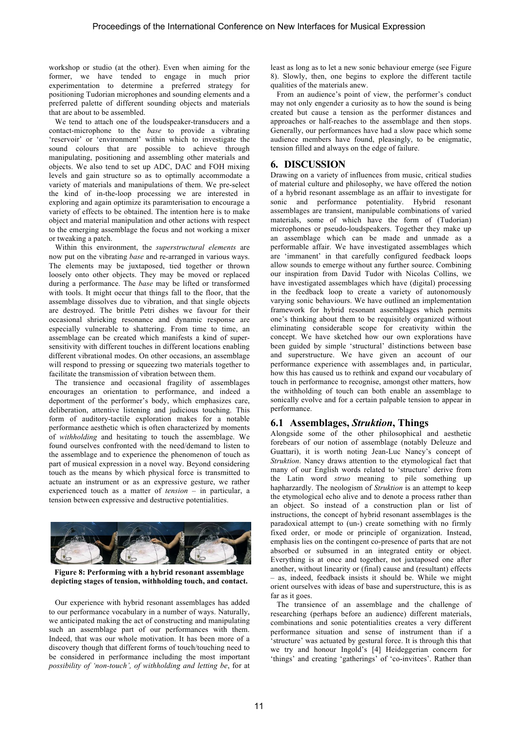workshop or studio (at the other). Even when aiming for the former, we have tended to engage in much prior experimentation to determine a preferred strategy for positioning Tudorian microphones and sounding elements and a preferred palette of different sounding objects and materials that are about to be assembled.

We tend to attach one of the loudspeaker-transducers and a contact-microphone to the *base* to provide a vibrating 'reservoir' or 'environment' within which to investigate the sound colours that are possible to achieve through manipulating, positioning and assembling other materials and objects. We also tend to set up ADC, DAC and FOH mixing levels and gain structure so as to optimally accommodate a variety of materials and manipulations of them. We pre-select the kind of in-the-loop processing we are interested in exploring and again optimize its paramterisation to encourage a variety of effects to be obtained. The intention here is to make object and material manipulation and other actions with respect to the emerging assemblage the focus and not working a mixer or tweaking a patch.

Within this environment, the *superstructural elements* are now put on the vibrating *base* and re-arranged in various ways. The elements may be juxtaposed, tied together or thrown loosely onto other objects. They may be moved or replaced during a performance. The *base* may be lifted or transformed with tools. It might occur that things fall to the floor, that the assemblage dissolves due to vibration, and that single objects are destroyed. The brittle Petri dishes we favour for their occasional shrieking resonance and dynamic response are especially vulnerable to shattering. From time to time, an assemblage can be created which manifests a kind of super-sensitivity with different touches in different locations enabling different vibrational modes. On other occasions, an assemblage will respond to pressing or squeezing two materials together to facilitate the transmission of vibration between them.

The transience and occasional fragility of assemblages encourages an orientation to performance, and indeed a deportment of the performer's body, which emphasizes care, deliberation, attentive listening and judicious touching. This form of auditory-tactile exploration makes for a notable performance aesthetic which is often characterized by moments of *withholding* and hesitating to touch the assemblage. We found ourselves confronted with the need/demand to listen to the assemblage and to experience the phenomenon of touch as part of musical expression in a novel way. Beyond considering touch as the means by which physical force is transmitted to actuate an instrument or as an expressive gesture, we rather experienced touch as a matter of *tension* – in particular, a tension between expressive and destructive potentialities.

**Figure 8: Performing with a hybrid resonant assemblage depicting stages of tension, withholding touch, and contact.**

Our experience with hybrid resonant assemblages has added to our performance vocabulary in a number of ways. Naturally, we anticipated making the act of constructing and manipulating such an assemblage part of our performances with them. Indeed, that was our whole motivation. It has been more of a discovery though that different forms of touch/touching need to be considered in performance including the most important *possibility of 'non-touch', of withholding and letting be*, for at least as long as to let a new sonic behaviour emerge (see Figure 8). Slowly, then, one begins to explore the different tactile qualities of the materials anew.

From an audience's point of view, the performer's conduct may not only engender a curiosity as to how the sound is being created but cause a tension as the performer distances and approaches or half-reaches to the assemblage and then stops. Generally, our performances have had a slow pace which some audience members have found, pleasingly, to be enigmatic, tension filled and always on the edge of failure.

## 6. DISCUSSION

Drawing on a variety of influences from music, critical studies of material culture and philosophy, we have offered the notion of a hybrid resonant assemblage as an affair to investigate for sonic and performance potentiality. Hybrid resonant assemblages are transient, manipulable combinations of varied materials, some of which have the form of (Tudorian) microphones or pseudo-loudspeakers. Together they make up an assemblage which can be made and unmade as a performable affair. We have investigated assemblages which are 'immanent' in that carefully configured feedback loops allow sounds to emerge without any further source. Combining our inspiration from David Tudor with Nicolas Collins, we have investigated assemblages which have (digital) processing in the feedback loop to create a variety of autonomously varying sonic behaviours. We have outlined an implementation framework for hybrid resonant assemblages which permits one's thinking about them to be requisitely organized without eliminating considerable scope for creativity within the concept. We have sketched how our own explorations have been guided by simple 'structural' distinctions between base and superstructure. We have given an account of our performance experience with assemblages and, in particular, how this has caused us to rethink and expand our vocabulary of touch in performance to recognise, amongst other matters, how the withholding of touch can both enable an assemblage to sonically evolve and for a certain palpable tension to appear in performance.

### 6.1 Assemblages, *Struktion*, Things

Alongside some of the other philosophical and aesthetic forebears of our notion of assemblage (notably Deleuze and Guattari), it is worth noting Jean-Luc Nancy's concept of *Struktion*. Nancy draws attention to the etymological fact that many of our English words related to 'structure' derive from the Latin word *struo* meaning to pile something up hapharzardly. The neologism of *Struktion* is an attempt to keep the etymological echo alive and to denote a process rather than an object. So instead of a construction plan or list of instructions, the concept of hybrid resonant assemblages is the paradoxical attempt to (un-) create something with no firmly fixed order, or mode or principle of organization. Instead, emphasis lies on the contingent co-presence of parts that are not absorbed or subsumed in an integrated entity or object. Everything is at once and together, not juxtaposed one after another, without linearity or (final) cause and (resultant) effects – as, indeed, feedback insists it should be. While we might orient ourselves with ideas of base and superstructure, this is as far as it goes.

The transience of an assemblage and the challenge of researching (perhaps before an audience) different materials, combinations and sonic potentialities creates a very different performance situation and sense of instrument than if a 'structure' was actuated by gestural force. It is through this that we try and honour Ingold's [4] Heideggerian concern for 'things' and creating 'gatherings' of 'co-invitees'. Rather than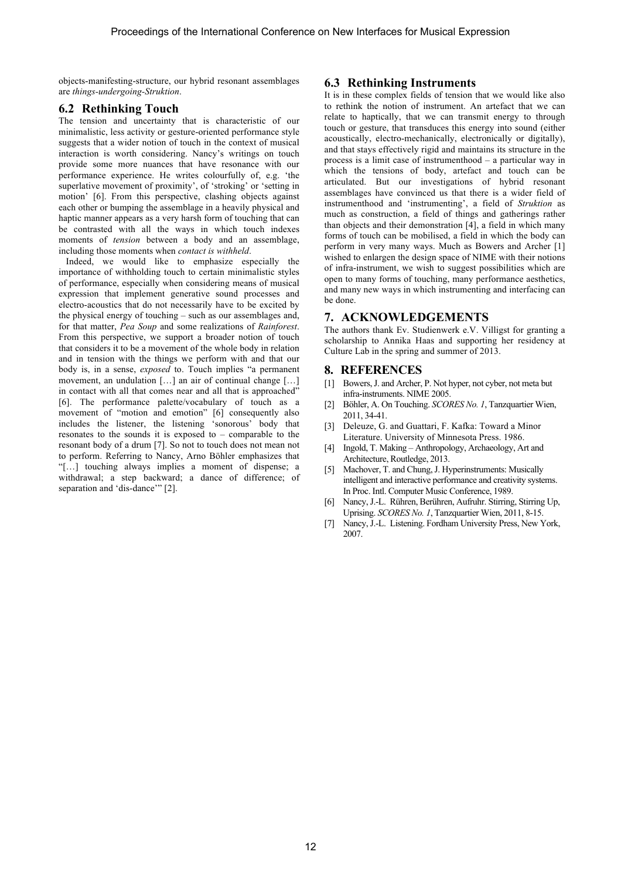objects-manifesting-structure, our hybrid resonant assemblages are *things-undergoing-Struktion*.

## 6.2 Rethinking Touch

The tension and uncertainty that is characteristic of our minimalistic, less activity or gesture-oriented performance style suggests that a wider notion of touch in the context of musical interaction is worth considering. Nancy's writings on touch provide some more nuances that have resonance with our performance experience. He writes colourfully of, e.g. 'the superlative movement of proximity', of 'stroking' or 'setting in motion' [6]. From this perspective, clashing objects against each other or bumping the assemblage in a heavily physical and haptic manner appears as a very harsh form of touching that can be contrasted with all the ways in which touch indexes moments of *tension* between a body and an assemblage, including those moments when *contact is withheld*.

Indeed, we would like to emphasize especially the importance of withholding touch to certain minimalistic styles of performance, especially when considering means of musical expression that implement generative sound processes and electro-acoustics that do not necessarily have to be excited by the physical energy of touching – such as our assemblages and, for that matter, *Pea Soup* and some realizations of *Rainforest*. From this perspective, we support a broader notion of touch that considers it to be a movement of the whole body in relation and in tension with the things we perform with and that our body is, in a sense, *exposed* to. Touch implies "a permanent movement, an undulation […] an air of continual change […] in contact with all that comes near and all that is approached" [6]. The performance palette/vocabulary of touch as a movement of "motion and emotion" [6] consequently also includes the listener, the listening 'sonorous' body that resonates to the sounds it is exposed to – comparable to the resonant body of a drum [7]. So not to touch does not mean not to perform. Referring to Nancy, Arno Böhler emphasizes that "[…] touching always implies a moment of dispense; a withdrawal; a step backward; a dance of difference; of separation and 'dis-dance'" [2].

## 6.3 Rethinking Instruments

It is in these complex fields of tension that we would like also to rethink the notion of instrument. An artefact that we can relate to haptically, that we can transmit energy to through touch or gesture, that transduces this energy into sound (either acoustically, electro-mechanically, electronically or digitally), and that stays effectively rigid and maintains its structure in the process is a limit case of instrumenthood – a particular way in which the tensions of body, artefact and touch can be articulated. But our investigations of hybrid resonant assemblages have convinced us that there is a wider field of instrumenthood and 'instrumenting', a field of *Struktion* as much as construction, a field of things and gatherings rather than objects and their demonstration [4], a field in which many forms of touch can be mobilised, a field in which the body can perform in very many ways. Much as Bowers and Archer [1] wished to enlargen the design space of NIME with their notions of infra-instrument, we wish to suggest possibilities which are open to many forms of touching, many performance aesthetics, and many new ways in which instrumenting and interfacing can be done.

# 7. ACKNOWLEDGEMENTS

The authors thank Ev. Studienwerk e.V. Villigst for granting a scholarship to Annika Haas and supporting her residency at Culture Lab in the spring and summer of 2013.

# 8. REFERENCES

[1] Bowers, J. and Archer, P. Not hyper, not cyber, not meta but infra-instruments. NIME 2005.

[2] Böhler, A. On Touching. *SCORES No. 1*, Tanzquartier Wien, 2011, 34-41.

[3] Deleuze, G. and Guattari, F. Kafka: Toward a Minor Literature. University of Minnesota Press. 1986.

[4] Ingold, T. Making – Anthropology, Archaeology, Art and Architecture, Routledge, 2013.

[5] Machover, T. and Chung, J. Hyperinstruments: Musically intelligent and interactive performance and creativity systems. In Proc. Intl. Computer Music Conference, 1989.

[6] Nancy, J.-L. Rühren, Berühren, Aufruhr. Stirring, Stirring Up, Uprising. *SCORES No. 1*, Tanzquartier Wien, 2011, 8-15.

[7] Nancy, J.-L. Listening. Fordham University Press, New York, 2007.